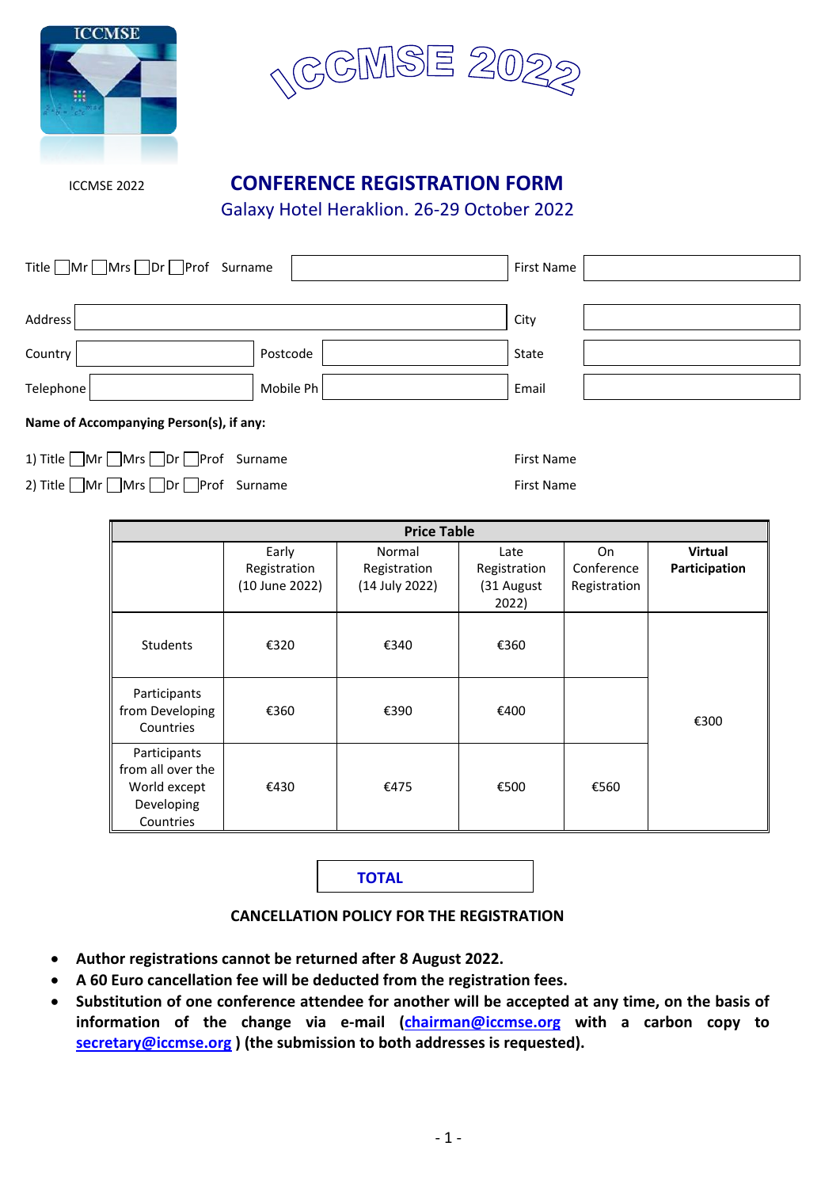ICCMSE 2022

ICCMSE 2022

# CONFERENCE REGISTRATION FORM

## Galaxy Hotel Heraklion. 26-29 October 2022

Title ☐Mr ☐Mrs ☐Dr ☐Prof Surname ______ First Name ______

Address ______ City ______

Country ______ Postcode ______ State ______

Telephone ______ Mobile Ph ______ Email ______

**Name of Accompanying Person(s), if any:**

1) Title ☐Mr ☐Mrs ☐Dr ☐Prof Surname First Name

2) Title ☐Mr ☐Mrs ☐Dr ☐Prof Surname First Name

| Price Table | | | | | |
|---|---|---|---|---|---|
| | Early Registration (10 June 2022) | Normal Registration (14 July 2022) | Late Registration (31 August 2022) | On Conference Registration | **Virtual Participation** |
| Students | €320 | €340 | €360 | | €300 |
| Participants from Developing Countries | €360 | €390 | €400 | | |
| Participants from all over the World except Developing Countries | €430 | €475 | €500 | €560 | |

**TOTAL**

**CANCELLATION POLICY FOR THE REGISTRATION**

- **Author registrations cannot be returned after 8 August 2022.**
- **A 60 Euro cancellation fee will be deducted from the registration fees.**
- **Substitution of one conference attendee for another will be accepted at any time, on the basis of information of the change via e-mail (chairman@iccmse.org with a carbon copy to secretary@iccmse.org ) (the submission to both addresses is requested).**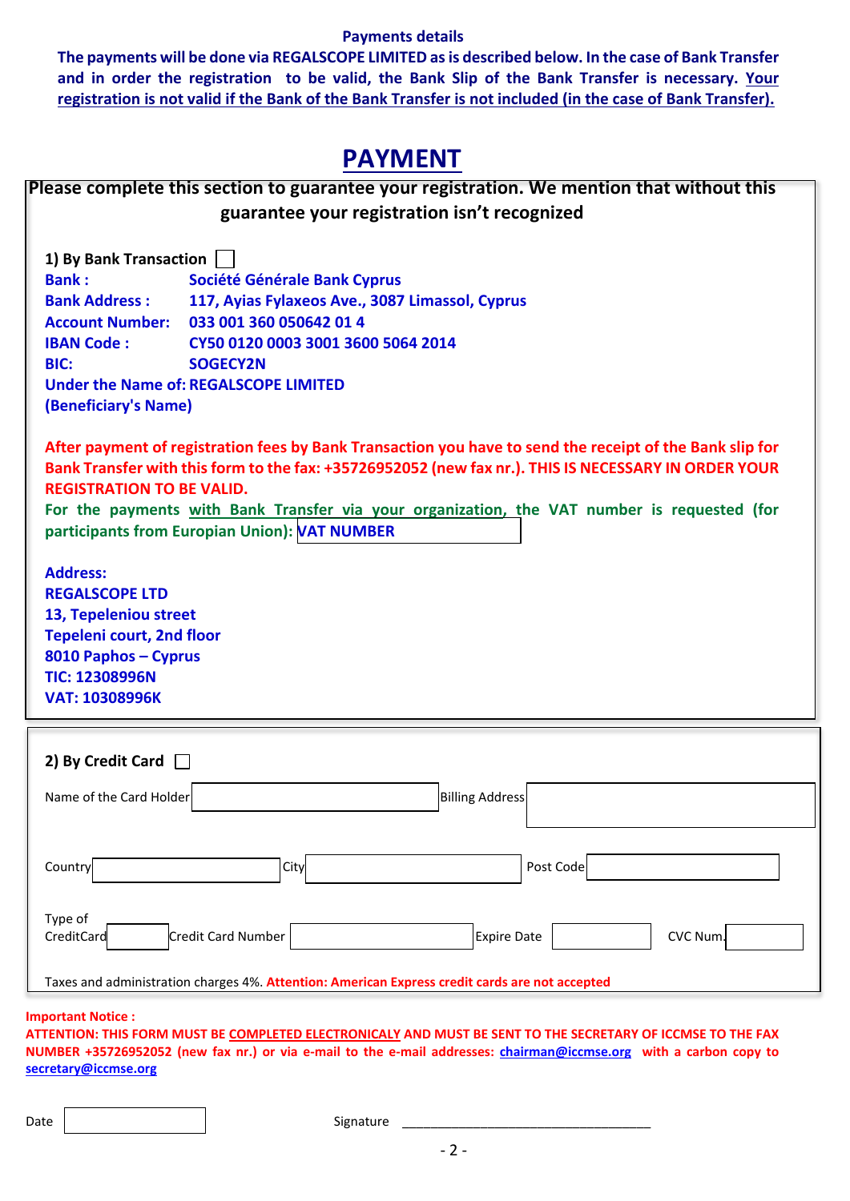**Payments details**

**The payments will be done via REGALSCOPE LIMITED as is described below. In the case of Bank Transfer and in order the registration to be valid, the Bank Slip of the Bank Transfer is necessary. Your registration is not valid if the Bank of the Bank Transfer is not included (in the case of Bank Transfer).**

# PAYMENT

**Please complete this section to guarantee your registration. We mention that without this guarantee your registration isn't recognized**

**1) By Bank Transaction** ☐

**Bank :** Société Générale Bank Cyprus
**Bank Address :** 117, Ayias Fylaxeos Ave., 3087 Limassol, Cyprus
**Account Number:** 033 001 360 050642 01 4
**IBAN Code :** CY50 0120 0003 3001 3600 5064 2014
**BIC:** SOGECY2N
**Under the Name of:** REGALSCOPE LIMITED
**(Beneficiary's Name)**

**After payment of registration fees by Bank Transaction you have to send the receipt of the Bank slip for Bank Transfer with this form to the fax: +35726952052 (new fax nr.). THIS IS NECESSARY IN ORDER YOUR REGISTRATION TO BE VALID.**

**For the payments with Bank Transfer via your organization, the VAT number is requested (for participants from Europian Union):** VAT NUMBER ____________

**Address:**
**REGALSCOPE LTD**
**13, Tepeleniou street**
**Tepeleni court, 2nd floor**
**8010 Paphos – Cyprus**
**TIC: 12308996N**
**VAT: 10308996K**

**2) By Credit Card** ☐

Name of the Card Holder ____________ Billing Address ____________

Country ____________ City ____________ Post Code ____________

Type of CreditCard ____________ Credit Card Number ____________ Expire Date ____________ CVC Num. ____________

Taxes and administration charges 4%. **Attention: American Express credit cards are not accepted**

**Important Notice :**
**ATTENTION: THIS FORM MUST BE COMPLETED ELECTRONICALY AND MUST BE SENT TO THE SECRETARY OF ICCMSE TO THE FAX NUMBER +35726952052 (new fax nr.) or via e-mail to the e-mail addresses: chairman@iccmse.org with a carbon copy to secretary@iccmse.org**

Date ____________ Signature ________________________________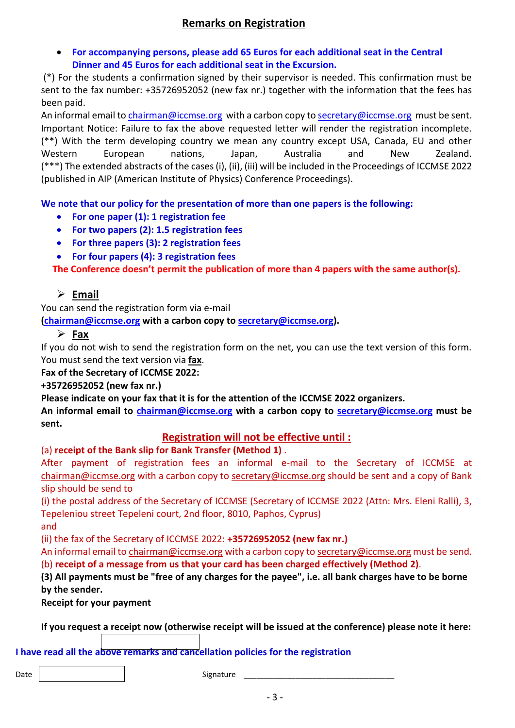## Remarks on Registration

- **For accompanying persons, please add 65 Euros for each additional seat in the Central Dinner and 45 Euros for each additional seat in the Excursion.**

(*) For the students a confirmation signed by their supervisor is needed. This confirmation must be sent to the fax number: +35726952052 (new fax nr.) together with the information that the fees has been paid.
An informal email to chairman@iccmse.org with a carbon copy to secretary@iccmse.org must be sent.
Important Notice: Failure to fax the above requested letter will render the registration incomplete.
(**) With the term developing country we mean any country except USA, Canada, EU and other Western European nations, Japan, Australia and New Zealand.
(***) The extended abstracts of the cases (i), (ii), (iii) will be included in the Proceedings of ICCMSE 2022 (published in AIP (American Institute of Physics) Conference Proceedings).

**We note that our policy for the presentation of more than one papers is the following:**

- **For one paper (1): 1 registration fee**
- **For two papers (2): 1.5 registration fees**
- **For three papers (3): 2 registration fees**
- **For four papers (4): 3 registration fees**

**The Conference doesn't permit the publication of more than 4 papers with the same author(s).**

### Email

You can send the registration form via e-mail
**(chairman@iccmse.org with a carbon copy to secretary@iccmse.org).**

### Fax

If you do not wish to send the registration form on the net, you can use the text version of this form. You must send the text version via **fax**.
**Fax of the Secretary of ICCMSE 2022:**
**+35726952052 (new fax nr.)**
**Please indicate on your fax that it is for the attention of the ICCMSE 2022 organizers.**
**An informal email to chairman@iccmse.org with a carbon copy to secretary@iccmse.org must be sent.**

### Registration will not be effective until :

(a) **receipt of the Bank slip for Bank Transfer (Method 1)** .
After payment of registration fees an informal e-mail to the Secretary of ICCMSE at chairman@iccmse.org with a carbon copy to secretary@iccmse.org should be sent and a copy of Bank slip should be send to
(i) the postal address of the Secretary of ICCMSE (Secretary of ICCMSE 2022 (Attn: Mrs. Eleni Ralli), 3, Tepeleniou street Tepeleni court, 2nd floor, 8010, Paphos, Cyprus)
and
(ii) the fax of the Secretary of ICCMSE 2022: **+35726952052 (new fax nr.)**
An informal email to chairman@iccmse.org with a carbon copy to secretary@iccmse.org must be send.
(b) **receipt of a message from us that your card has been charged effectively (Method 2)**.
**(3) All payments must be "free of any charges for the payee", i.e. all bank charges have to be borne by the sender.**
**Receipt for your payment**

**If you request a receipt now (otherwise receipt will be issued at the conference) please note it here:**

**I have read all the above remarks and cancellation policies for the registration**

Date

Signature ________________________________